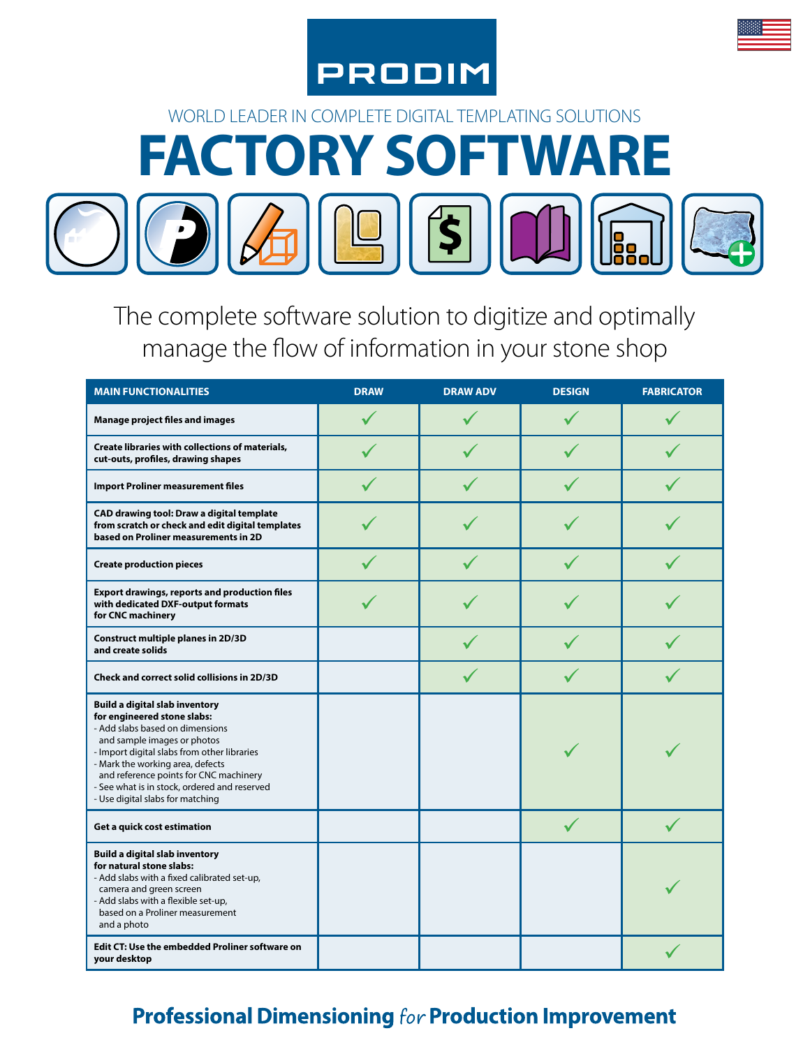# PRODIM

WORLD LEADER IN COMPLETE DIGITAL TEMPLATING SOLUTIONS

# FACTORY SOFTWARE

The complete software solution to digitize and optimally manage the flow of information in your stone shop

| MAIN FUNCTIONALITIES | DRAW | DRAW ADV | DESIGN | FABRICATOR |
|---|---|---|---|---|
| **Manage project files and images** | ✓ | ✓ | ✓ | ✓ |
| **Create libraries with collections of materials, cut-outs, profiles, drawing shapes** | ✓ | ✓ | ✓ | ✓ |
| **Import Proliner measurement files** | ✓ | ✓ | ✓ | ✓ |
| **CAD drawing tool: Draw a digital template from scratch or check and edit digital templates based on Proliner measurements in 2D** | ✓ | ✓ | ✓ | ✓ |
| **Create production pieces** | ✓ | ✓ | ✓ | ✓ |
| **Export drawings, reports and production files with dedicated DXF-output formats for CNC machinery** | ✓ | ✓ | ✓ | ✓ |
| **Construct multiple planes in 2D/3D and create solids** | | ✓ | ✓ | ✓ |
| **Check and correct solid collisions in 2D/3D** | | ✓ | ✓ | ✓ |
| **Build a digital slab inventory for engineered stone slabs:**<br>- Add slabs based on dimensions and sample images or photos<br>- Import digital slabs from other libraries<br>- Mark the working area, defects and reference points for CNC machinery<br>- See what is in stock, ordered and reserved<br>- Use digital slabs for matching | | | ✓ | ✓ |
| **Get a quick cost estimation** | | | ✓ | ✓ |
| **Build a digital slab inventory for natural stone slabs:**<br>- Add slabs with a fixed calibrated set-up, camera and green screen<br>- Add slabs with a flexible set-up, based on a Proliner measurement and a photo | | | | ✓ |
| **Edit CT: Use the embedded Proliner software on your desktop** | | | | ✓ |

**Professional Dimensioning** *for* **Production Improvement**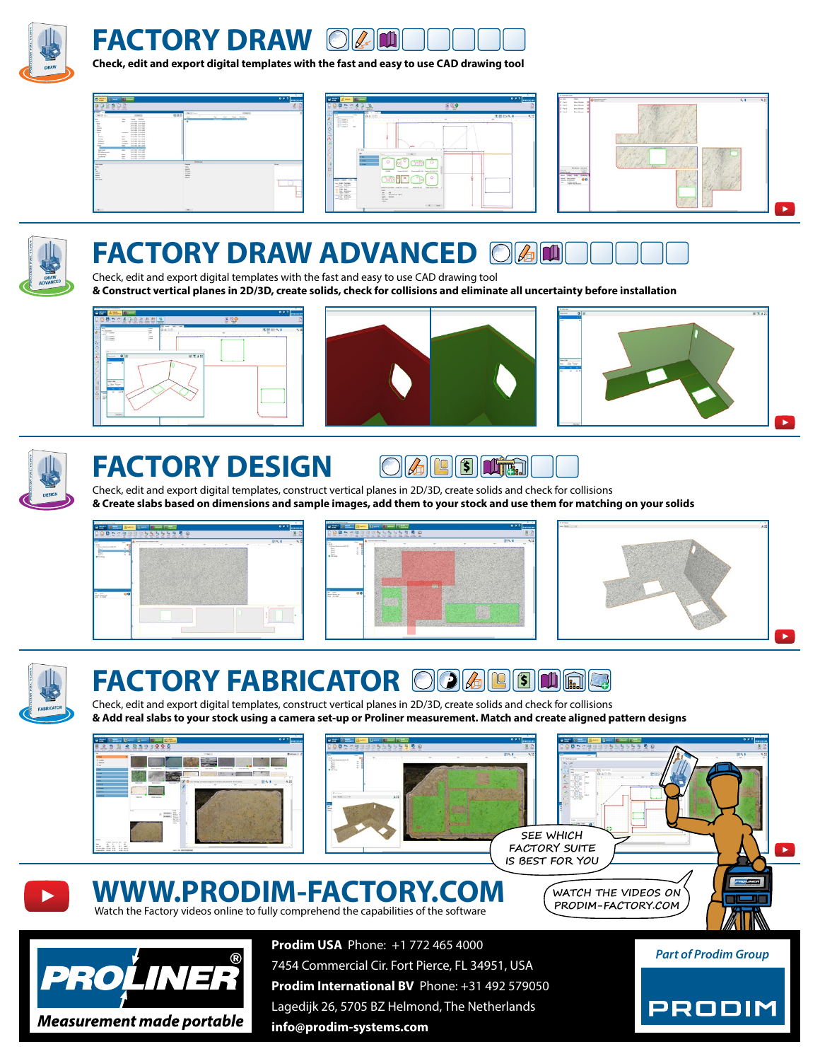# FACTORY DRAW

**Check, edit and export digital templates with the fast and easy to use CAD drawing tool**

# FACTORY DRAW ADVANCED

Check, edit and export digital templates with the fast and easy to use CAD drawing tool
**& Construct vertical planes in 2D/3D, create solids, check for collisions and eliminate all uncertainty before installation**

# FACTORY DESIGN

Check, edit and export digital templates, construct vertical planes in 2D/3D, create solids and check for collisions
**& Create slabs based on dimensions and sample images, add them to your stock and use them for matching on your solids**

# FACTORY FABRICATOR

Check, edit and export digital templates, construct vertical planes in 2D/3D, create solids and check for collisions
**& Add real slabs to your stock using a camera set-up or Proliner measurement. Match and create aligned pattern designs**

SEE WHICH FACTORY SUITE IS BEST FOR YOU

# WWW.PRODIM-FACTORY.COM

Watch the Factory videos online to fully comprehend the capabilities of the software

WATCH THE VIDEOS ON PRODIM-FACTORY.COM

PROLINER®
*Measurement made portable*

**Prodim USA** Phone: +1 772 465 4000
7454 Commercial Cir. Fort Pierce, FL 34951, USA
**Prodim International BV** Phone: +31 492 579050
Lagedijk 26, 5705 BZ Helmond, The Netherlands
**info@prodim-systems.com**

*Part of Prodim Group*
PRODIM